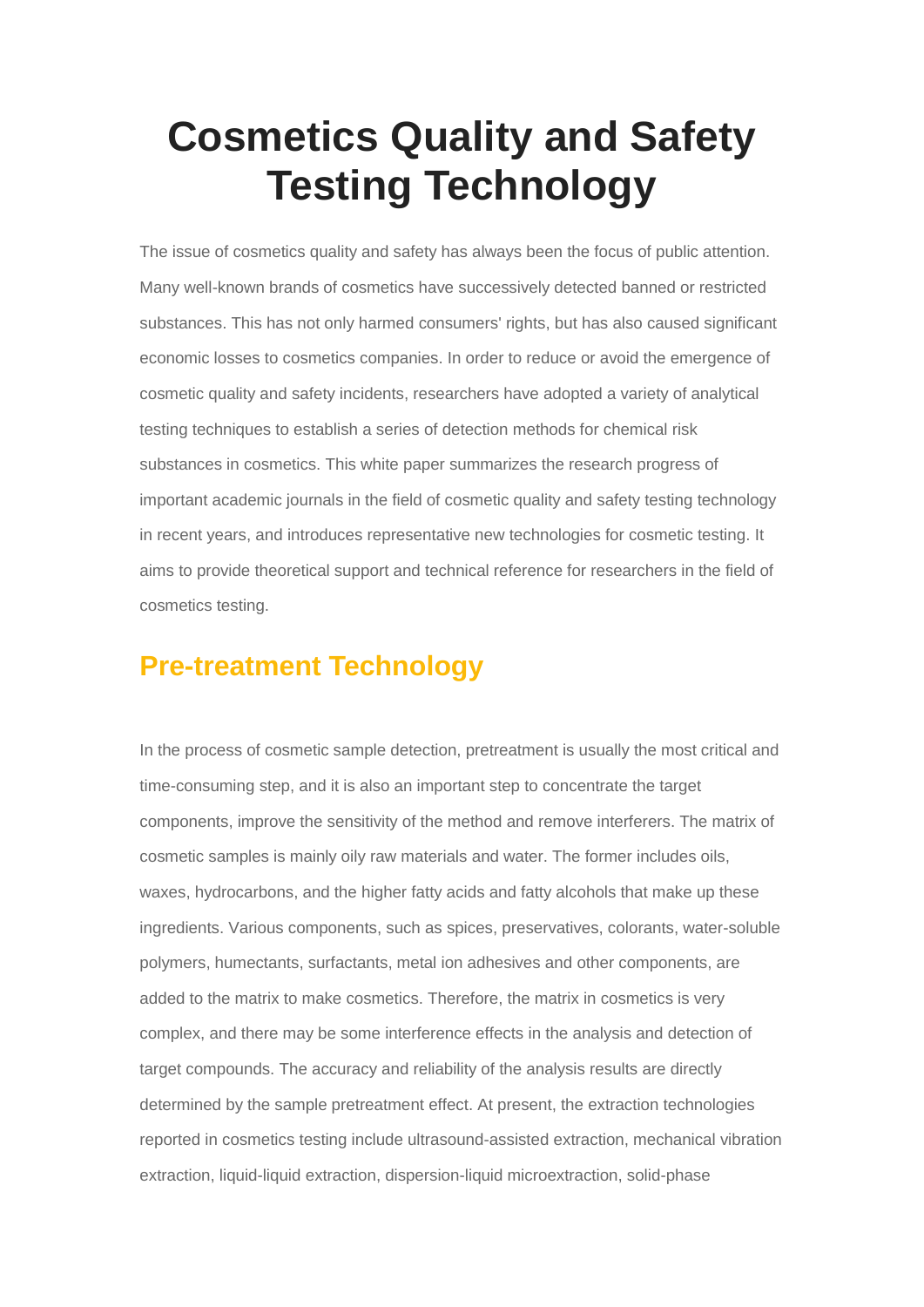# Cosmetics Quality and Safety Testing Technology

The issue of cosmetics quality and safety has always been the focus of public attention. Many well-known brands of cosmetics have successively detected banned or restricted substances. This has not only harmed consumers' rights, but has also caused significant economic losses to cosmetics companies. In order to reduce or avoid the emergence of cosmetic quality and safety incidents, researchers have adopted a variety of analytical testing techniques to establish a series of detection methods for chemical risk substances in cosmetics. This white paper summarizes the research progress of important academic journals in the field of cosmetic quality and safety testing technology in recent years, and introduces representative new technologies for cosmetic testing. It aims to provide theoretical support and technical reference for researchers in the field of cosmetics testing.

## Pre-treatment Technology

In the process of cosmetic sample detection, pretreatment is usually the most critical and time-consuming step, and it is also an important step to concentrate the target components, improve the sensitivity of the method and remove interferers. The matrix of cosmetic samples is mainly oily raw materials and water. The former includes oils, waxes, hydrocarbons, and the higher fatty acids and fatty alcohols that make up these ingredients. Various components, such as spices, preservatives, colorants, water-soluble polymers, humectants, surfactants, metal ion adhesives and other components, are added to the matrix to make cosmetics. Therefore, the matrix in cosmetics is very complex, and there may be some interference effects in the analysis and detection of target compounds. The accuracy and reliability of the analysis results are directly determined by the sample pretreatment effect. At present, the extraction technologies reported in cosmetics testing include ultrasound-assisted extraction, mechanical vibration extraction, liquid-liquid extraction, dispersion-liquid microextraction, solid-phase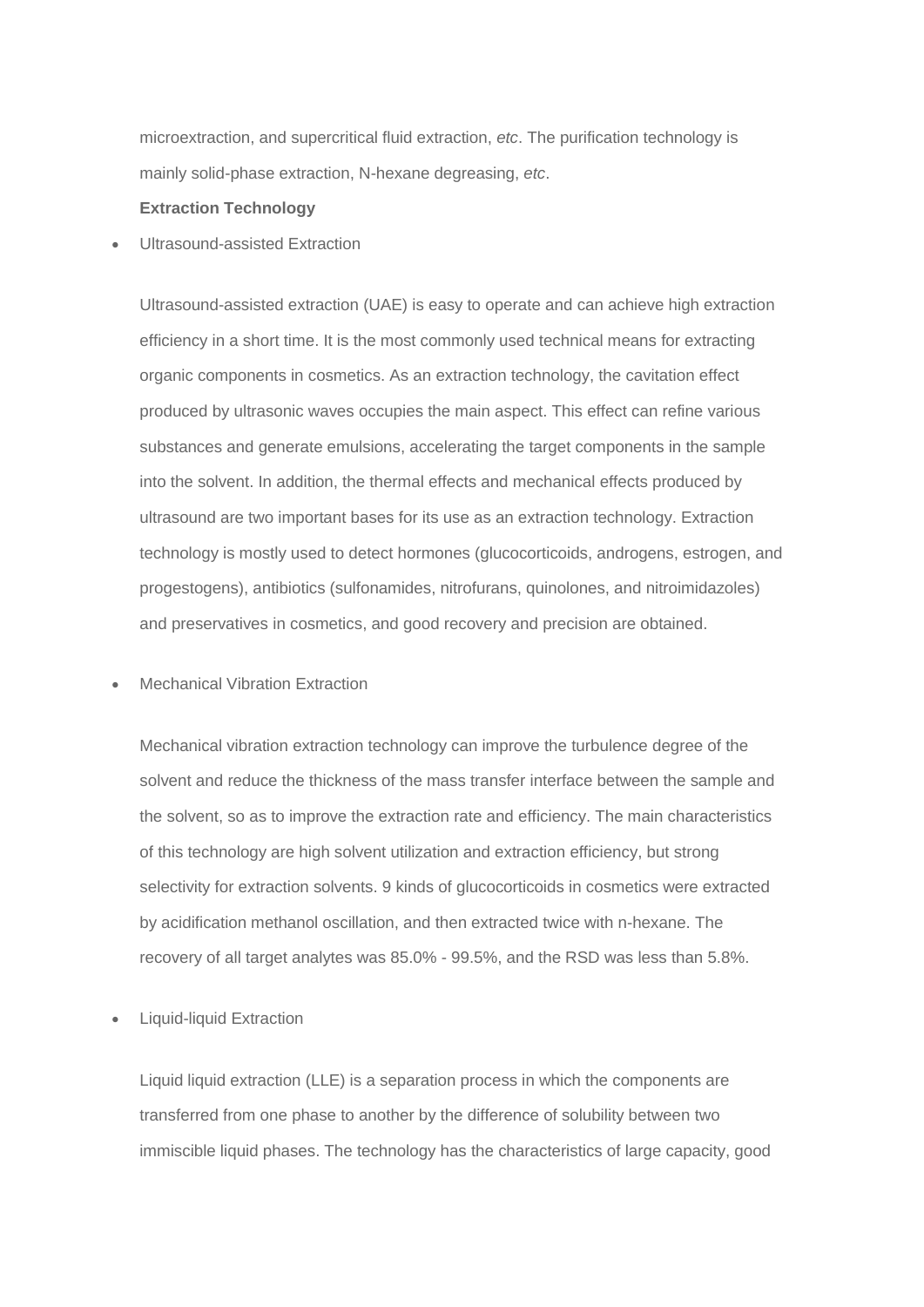microextraction, and supercritical fluid extraction, *etc*. The purification technology is mainly solid-phase extraction, N-hexane degreasing, *etc*.

**Extraction Technology**

- Ultrasound-assisted Extraction

Ultrasound-assisted extraction (UAE) is easy to operate and can achieve high extraction efficiency in a short time. It is the most commonly used technical means for extracting organic components in cosmetics. As an extraction technology, the cavitation effect produced by ultrasonic waves occupies the main aspect. This effect can refine various substances and generate emulsions, accelerating the target components in the sample into the solvent. In addition, the thermal effects and mechanical effects produced by ultrasound are two important bases for its use as an extraction technology. Extraction technology is mostly used to detect hormones (glucocorticoids, androgens, estrogen, and progestogens), antibiotics (sulfonamides, nitrofurans, quinolones, and nitroimidazoles) and preservatives in cosmetics, and good recovery and precision are obtained.

- Mechanical Vibration Extraction

Mechanical vibration extraction technology can improve the turbulence degree of the solvent and reduce the thickness of the mass transfer interface between the sample and the solvent, so as to improve the extraction rate and efficiency. The main characteristics of this technology are high solvent utilization and extraction efficiency, but strong selectivity for extraction solvents. 9 kinds of glucocorticoids in cosmetics were extracted by acidification methanol oscillation, and then extracted twice with n-hexane. The recovery of all target analytes was 85.0% - 99.5%, and the RSD was less than 5.8%.

- Liquid-liquid Extraction

Liquid liquid extraction (LLE) is a separation process in which the components are transferred from one phase to another by the difference of solubility between two immiscible liquid phases. The technology has the characteristics of large capacity, good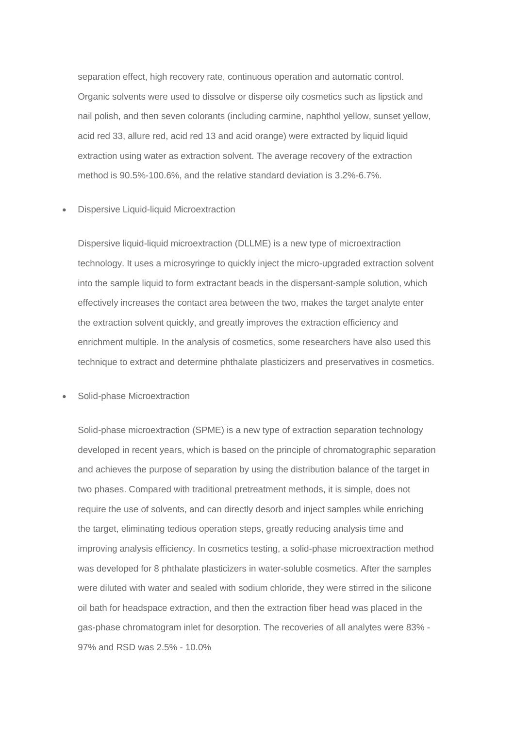separation effect, high recovery rate, continuous operation and automatic control. Organic solvents were used to dissolve or disperse oily cosmetics such as lipstick and nail polish, and then seven colorants (including carmine, naphthol yellow, sunset yellow, acid red 33, allure red, acid red 13 and acid orange) were extracted by liquid liquid extraction using water as extraction solvent. The average recovery of the extraction method is 90.5%-100.6%, and the relative standard deviation is 3.2%-6.7%.

- Dispersive Liquid-liquid Microextraction

  Dispersive liquid-liquid microextraction (DLLME) is a new type of microextraction technology. It uses a microsyringe to quickly inject the micro-upgraded extraction solvent into the sample liquid to form extractant beads in the dispersant-sample solution, which effectively increases the contact area between the two, makes the target analyte enter the extraction solvent quickly, and greatly improves the extraction efficiency and enrichment multiple. In the analysis of cosmetics, some researchers have also used this technique to extract and determine phthalate plasticizers and preservatives in cosmetics.

- Solid-phase Microextraction

  Solid-phase microextraction (SPME) is a new type of extraction separation technology developed in recent years, which is based on the principle of chromatographic separation and achieves the purpose of separation by using the distribution balance of the target in two phases. Compared with traditional pretreatment methods, it is simple, does not require the use of solvents, and can directly desorb and inject samples while enriching the target, eliminating tedious operation steps, greatly reducing analysis time and improving analysis efficiency. In cosmetics testing, a solid-phase microextraction method was developed for 8 phthalate plasticizers in water-soluble cosmetics. After the samples were diluted with water and sealed with sodium chloride, they were stirred in the silicone oil bath for headspace extraction, and then the extraction fiber head was placed in the gas-phase chromatogram inlet for desorption. The recoveries of all analytes were 83% - 97% and RSD was 2.5% - 10.0%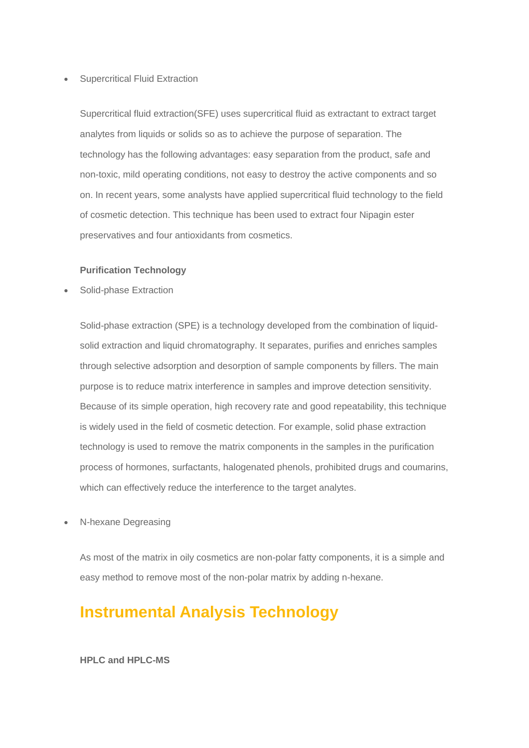- Supercritical Fluid Extraction

Supercritical fluid extraction(SFE) uses supercritical fluid as extractant to extract target analytes from liquids or solids so as to achieve the purpose of separation. The technology has the following advantages: easy separation from the product, safe and non-toxic, mild operating conditions, not easy to destroy the active components and so on. In recent years, some analysts have applied supercritical fluid technology to the field of cosmetic detection. This technique has been used to extract four Nipagin ester preservatives and four antioxidants from cosmetics.

**Purification Technology**

- Solid-phase Extraction

Solid-phase extraction (SPE) is a technology developed from the combination of liquid-solid extraction and liquid chromatography. It separates, purifies and enriches samples through selective adsorption and desorption of sample components by fillers. The main purpose is to reduce matrix interference in samples and improve detection sensitivity. Because of its simple operation, high recovery rate and good repeatability, this technique is widely used in the field of cosmetic detection. For example, solid phase extraction technology is used to remove the matrix components in the samples in the purification process of hormones, surfactants, halogenated phenols, prohibited drugs and coumarins, which can effectively reduce the interference to the target analytes.

- N-hexane Degreasing

As most of the matrix in oily cosmetics are non-polar fatty components, it is a simple and easy method to remove most of the non-polar matrix by adding n-hexane.

## Instrumental Analysis Technology

**HPLC and HPLC-MS**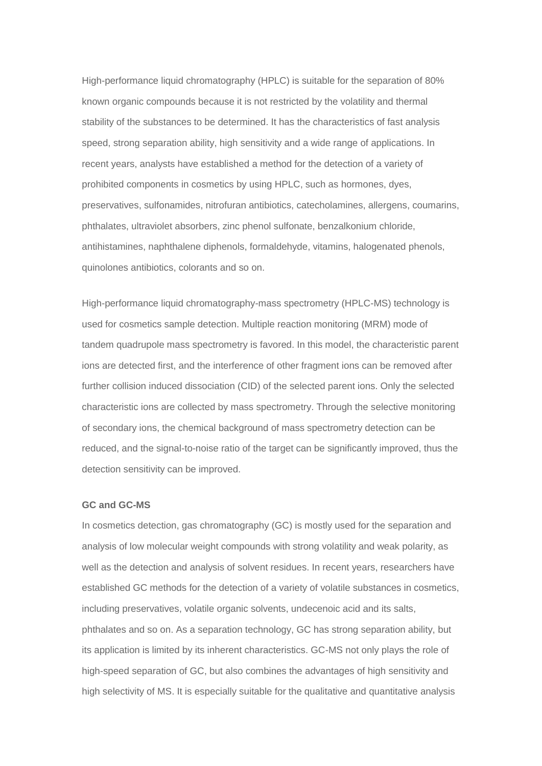High-performance liquid chromatography (HPLC) is suitable for the separation of 80% known organic compounds because it is not restricted by the volatility and thermal stability of the substances to be determined. It has the characteristics of fast analysis speed, strong separation ability, high sensitivity and a wide range of applications. In recent years, analysts have established a method for the detection of a variety of prohibited components in cosmetics by using HPLC, such as hormones, dyes, preservatives, sulfonamides, nitrofuran antibiotics, catecholamines, allergens, coumarins, phthalates, ultraviolet absorbers, zinc phenol sulfonate, benzalkonium chloride, antihistamines, naphthalene diphenols, formaldehyde, vitamins, halogenated phenols, quinolones antibiotics, colorants and so on.

High-performance liquid chromatography-mass spectrometry (HPLC-MS) technology is used for cosmetics sample detection. Multiple reaction monitoring (MRM) mode of tandem quadrupole mass spectrometry is favored. In this model, the characteristic parent ions are detected first, and the interference of other fragment ions can be removed after further collision induced dissociation (CID) of the selected parent ions. Only the selected characteristic ions are collected by mass spectrometry. Through the selective monitoring of secondary ions, the chemical background of mass spectrometry detection can be reduced, and the signal-to-noise ratio of the target can be significantly improved, thus the detection sensitivity can be improved.

**GC and GC-MS**

In cosmetics detection, gas chromatography (GC) is mostly used for the separation and analysis of low molecular weight compounds with strong volatility and weak polarity, as well as the detection and analysis of solvent residues. In recent years, researchers have established GC methods for the detection of a variety of volatile substances in cosmetics, including preservatives, volatile organic solvents, undecenoic acid and its salts, phthalates and so on. As a separation technology, GC has strong separation ability, but its application is limited by its inherent characteristics. GC-MS not only plays the role of high-speed separation of GC, but also combines the advantages of high sensitivity and high selectivity of MS. It is especially suitable for the qualitative and quantitative analysis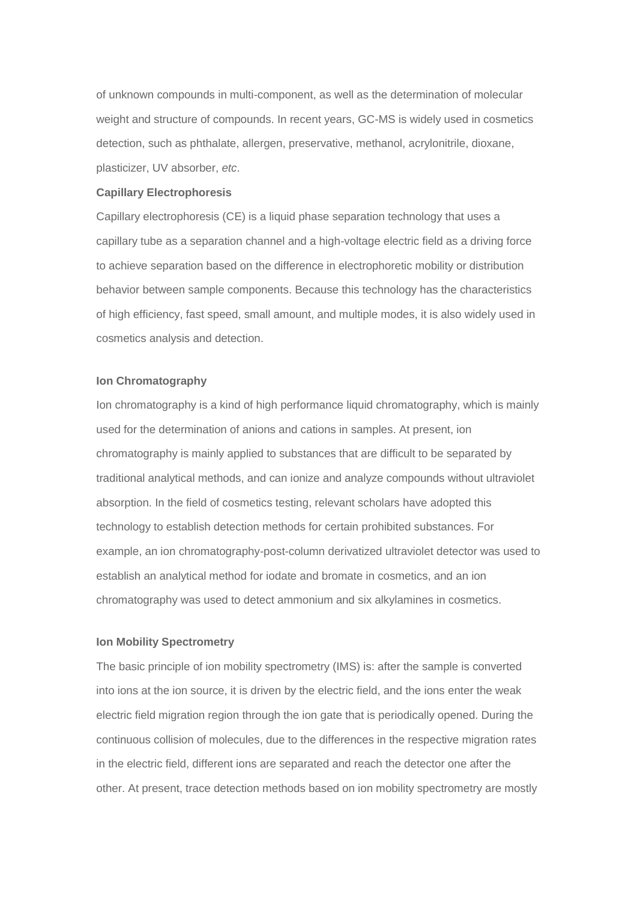of unknown compounds in multi-component, as well as the determination of molecular weight and structure of compounds. In recent years, GC-MS is widely used in cosmetics detection, such as phthalate, allergen, preservative, methanol, acrylonitrile, dioxane, plasticizer, UV absorber, *etc*.

### Capillary Electrophoresis

Capillary electrophoresis (CE) is a liquid phase separation technology that uses a capillary tube as a separation channel and a high-voltage electric field as a driving force to achieve separation based on the difference in electrophoretic mobility or distribution behavior between sample components. Because this technology has the characteristics of high efficiency, fast speed, small amount, and multiple modes, it is also widely used in cosmetics analysis and detection.

### Ion Chromatography

Ion chromatography is a kind of high performance liquid chromatography, which is mainly used for the determination of anions and cations in samples. At present, ion chromatography is mainly applied to substances that are difficult to be separated by traditional analytical methods, and can ionize and analyze compounds without ultraviolet absorption. In the field of cosmetics testing, relevant scholars have adopted this technology to establish detection methods for certain prohibited substances. For example, an ion chromatography-post-column derivatized ultraviolet detector was used to establish an analytical method for iodate and bromate in cosmetics, and an ion chromatography was used to detect ammonium and six alkylamines in cosmetics.

### Ion Mobility Spectrometry

The basic principle of ion mobility spectrometry (IMS) is: after the sample is converted into ions at the ion source, it is driven by the electric field, and the ions enter the weak electric field migration region through the ion gate that is periodically opened. During the continuous collision of molecules, due to the differences in the respective migration rates in the electric field, different ions are separated and reach the detector one after the other. At present, trace detection methods based on ion mobility spectrometry are mostly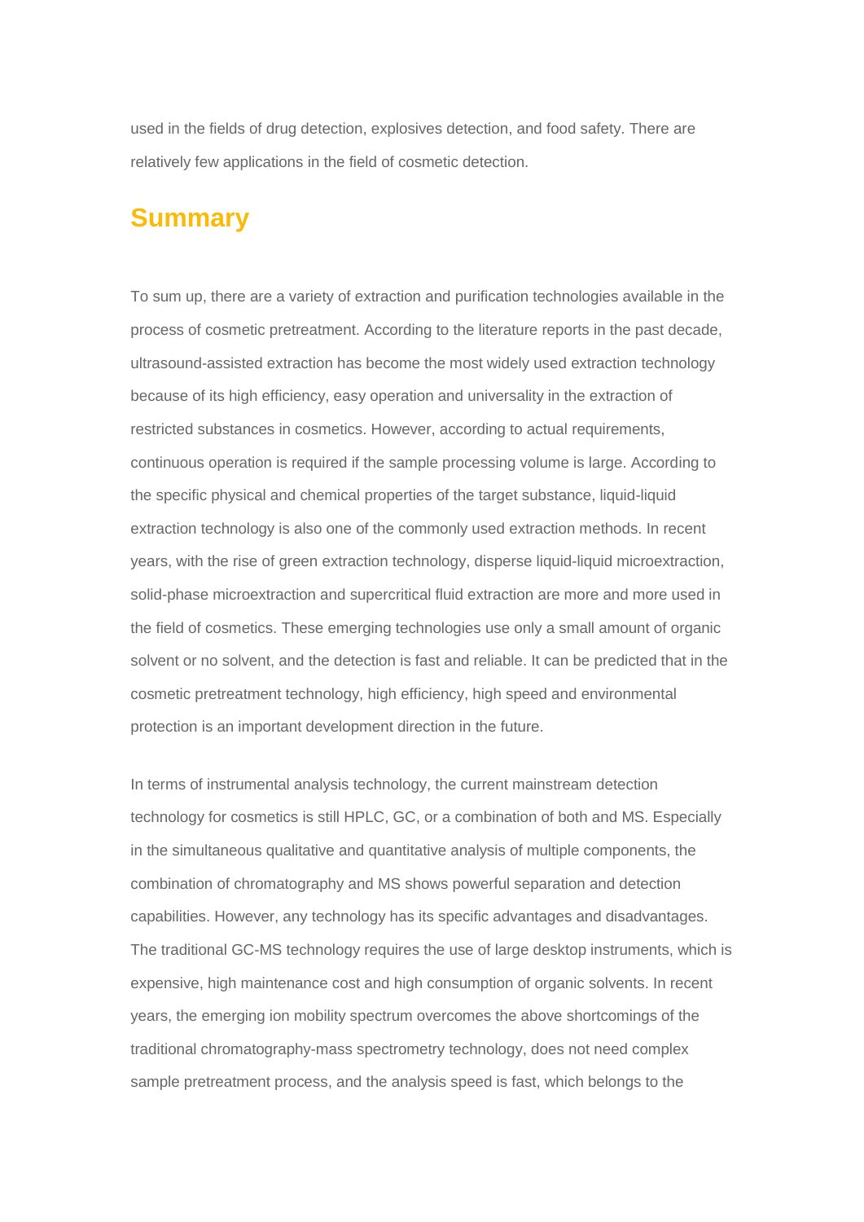used in the fields of drug detection, explosives detection, and food safety. There are relatively few applications in the field of cosmetic detection.

## Summary

To sum up, there are a variety of extraction and purification technologies available in the process of cosmetic pretreatment. According to the literature reports in the past decade, ultrasound-assisted extraction has become the most widely used extraction technology because of its high efficiency, easy operation and universality in the extraction of restricted substances in cosmetics. However, according to actual requirements, continuous operation is required if the sample processing volume is large. According to the specific physical and chemical properties of the target substance, liquid-liquid extraction technology is also one of the commonly used extraction methods. In recent years, with the rise of green extraction technology, disperse liquid-liquid microextraction, solid-phase microextraction and supercritical fluid extraction are more and more used in the field of cosmetics. These emerging technologies use only a small amount of organic solvent or no solvent, and the detection is fast and reliable. It can be predicted that in the cosmetic pretreatment technology, high efficiency, high speed and environmental protection is an important development direction in the future.

In terms of instrumental analysis technology, the current mainstream detection technology for cosmetics is still HPLC, GC, or a combination of both and MS. Especially in the simultaneous qualitative and quantitative analysis of multiple components, the combination of chromatography and MS shows powerful separation and detection capabilities. However, any technology has its specific advantages and disadvantages. The traditional GC-MS technology requires the use of large desktop instruments, which is expensive, high maintenance cost and high consumption of organic solvents. In recent years, the emerging ion mobility spectrum overcomes the above shortcomings of the traditional chromatography-mass spectrometry technology, does not need complex sample pretreatment process, and the analysis speed is fast, which belongs to the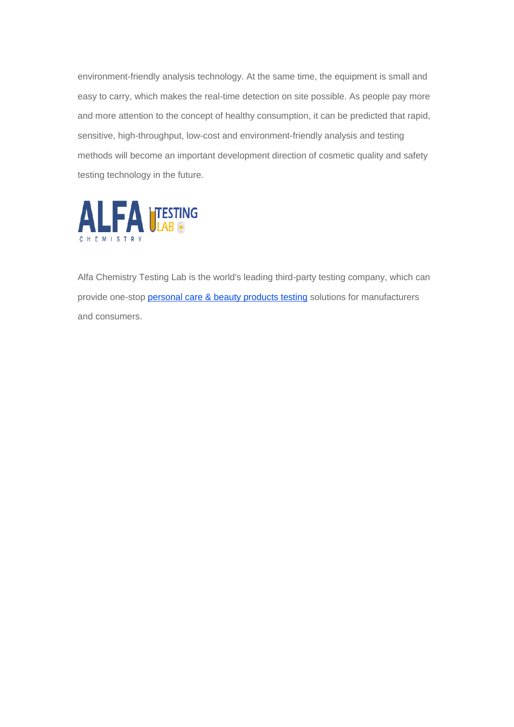environment-friendly analysis technology. At the same time, the equipment is small and easy to carry, which makes the real-time detection on site possible. As people pay more and more attention to the concept of healthy consumption, it can be predicted that rapid, sensitive, high-throughput, low-cost and environment-friendly analysis and testing methods will become an important development direction of cosmetic quality and safety testing technology in the future.

Alfa Chemistry Testing Lab is the world's leading third-party testing company, which can provide one-stop personal care & beauty products testing solutions for manufacturers and consumers.